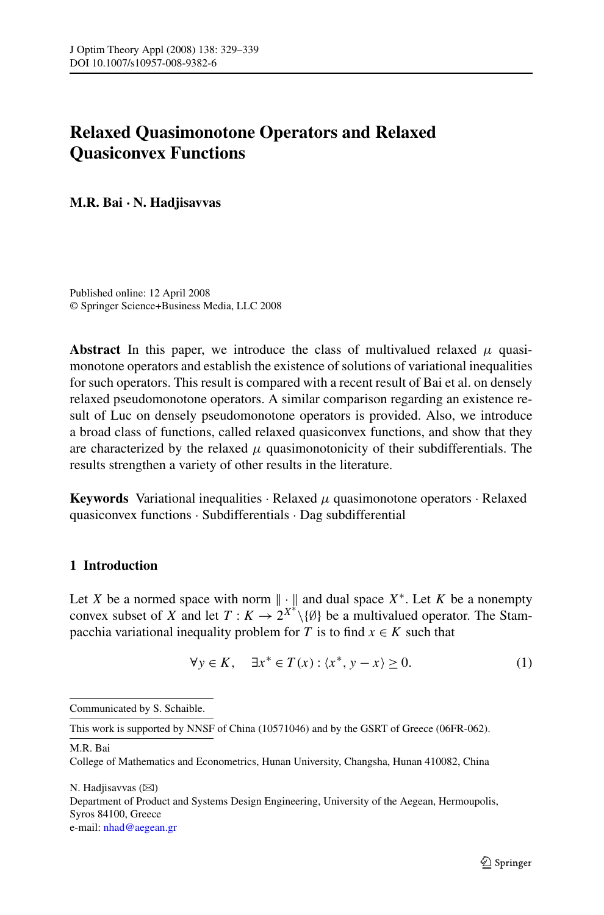# Relaxed Quasimonotone Operators and Relaxed Quasiconvex Functions

**M.R. Bai · N. Hadjisavvas**

Published online: 12 April 2008
© Springer Science+Business Media, LLC 2008

**Abstract** In this paper, we introduce the class of multivalued relaxed $\mu$ quasimonotone operators and establish the existence of solutions of variational inequalities for such operators. This result is compared with a recent result of Bai et al. on densely relaxed pseudomonotone operators. A similar comparison regarding an existence result of Luc on densely pseudomonotone operators is provided. Also, we introduce a broad class of functions, called relaxed quasiconvex functions, and show that they are characterized by the relaxed $\mu$ quasimonotonicity of their subdifferentials. The results strengthen a variety of other results in the literature.

**Keywords** Variational inequalities · Relaxed $\mu$ quasimonotone operators · Relaxed quasiconvex functions · Subdifferentials · Dag subdifferential

## 1 Introduction

Let $X$ be a normed space with norm $\|\cdot\|$ and dual space $X^*$. Let $K$ be a nonempty convex subset of $X$ and let $T : K \to 2^{X^*}\backslash\{\emptyset\}$ be a multivalued operator. The Stampacchia variational inequality problem for $T$ is to find $x \in K$ such that

$$\forall y \in K, \quad \exists x^* \in T(x) : \langle x^*, y - x\rangle \geq 0. \tag{1}$$

---

Communicated by S. Schaible.

This work is supported by NNSF of China (10571046) and by the GSRT of Greece (06FR-062).

M.R. Bai
College of Mathematics and Econometrics, Hunan University, Changsha, Hunan 410082, China

N. Hadjisavvas (✉)
Department of Product and Systems Design Engineering, University of the Aegean, Hermoupolis, Syros 84100, Greece
e-mail: nhad@aegean.gr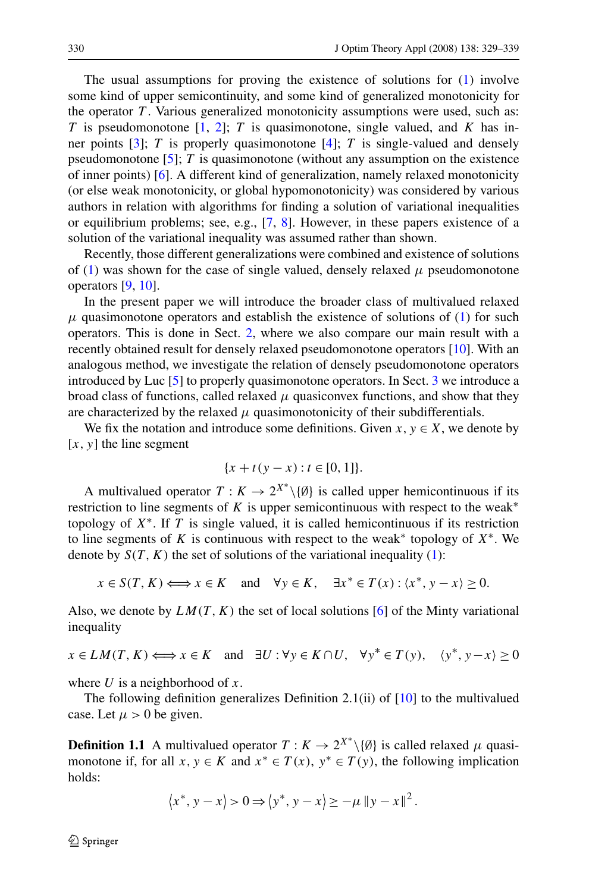The usual assumptions for proving the existence of solutions for (1) involve some kind of upper semicontinuity, and some kind of generalized monotonicity for the operator $T$. Various generalized monotonicity assumptions were used, such as: $T$ is pseudomonotone [1, 2]; $T$ is quasimonotone, single valued, and $K$ has inner points [3]; $T$ is properly quasimonotone [4]; $T$ is single-valued and densely pseudomonotone [5]; $T$ is quasimonotone (without any assumption on the existence of inner points) [6]. A different kind of generalization, namely relaxed monotonicity (or else weak monotonicity, or global hypomonotonicity) was considered by various authors in relation with algorithms for finding a solution of variational inequalities or equilibrium problems; see, e.g., [7, 8]. However, in these papers existence of a solution of the variational inequality was assumed rather than shown.

Recently, those different generalizations were combined and existence of solutions of (1) was shown for the case of single valued, densely relaxed $\mu$ pseudomonotone operators [9, 10].

In the present paper we will introduce the broader class of multivalued relaxed $\mu$ quasimonotone operators and establish the existence of solutions of (1) for such operators. This is done in Sect. 2, where we also compare our main result with a recently obtained result for densely relaxed pseudomonotone operators [10]. With an analogous method, we investigate the relation of densely pseudomonotone operators introduced by Luc [5] to properly quasimonotone operators. In Sect. 3 we introduce a broad class of functions, called relaxed $\mu$ quasiconvex functions, and show that they are characterized by the relaxed $\mu$ quasimonotonicity of their subdifferentials.

We fix the notation and introduce some definitions. Given $x, y \in X$, we denote by $[x, y]$ the line segment

$$\{x + t(y - x) : t \in [0, 1]\}.$$

A multivalued operator $T : K \to 2^{X^*} \backslash \{\emptyset\}$ is called upper hemicontinuous if its restriction to line segments of $K$ is upper semicontinuous with respect to the weak* topology of $X^*$. If $T$ is single valued, it is called hemicontinuous if its restriction to line segments of $K$ is continuous with respect to the weak* topology of $X^*$. We denote by $S(T, K)$ the set of solutions of the variational inequality (1):

$$x \in S(T, K) \Longleftrightarrow x \in K \quad \text{and} \quad \forall y \in K, \quad \exists x^* \in T(x) : \langle x^*, y - x\rangle \geq 0.$$

Also, we denote by $LM(T, K)$ the set of local solutions [6] of the Minty variational inequality

$$x \in LM(T, K) \Longleftrightarrow x \in K \quad \text{and} \quad \exists U : \forall y \in K \cap U, \quad \forall y^* \in T(y), \quad \langle y^*, y - x\rangle \geq 0$$

where $U$ is a neighborhood of $x$.

The following definition generalizes Definition 2.1(ii) of [10] to the multivalued case. Let $\mu > 0$ be given.

**Definition 1.1** A multivalued operator $T : K \to 2^{X^*} \backslash \{\emptyset\}$ is called relaxed $\mu$ quasimonotone if, for all $x, y \in K$ and $x^* \in T(x)$, $y^* \in T(y)$, the following implication holds:

$$\left\langle x^*, y - x\right\rangle > 0 \Rightarrow \left\langle y^*, y - x\right\rangle \geq -\mu \left\| y - x\right\|^2.$$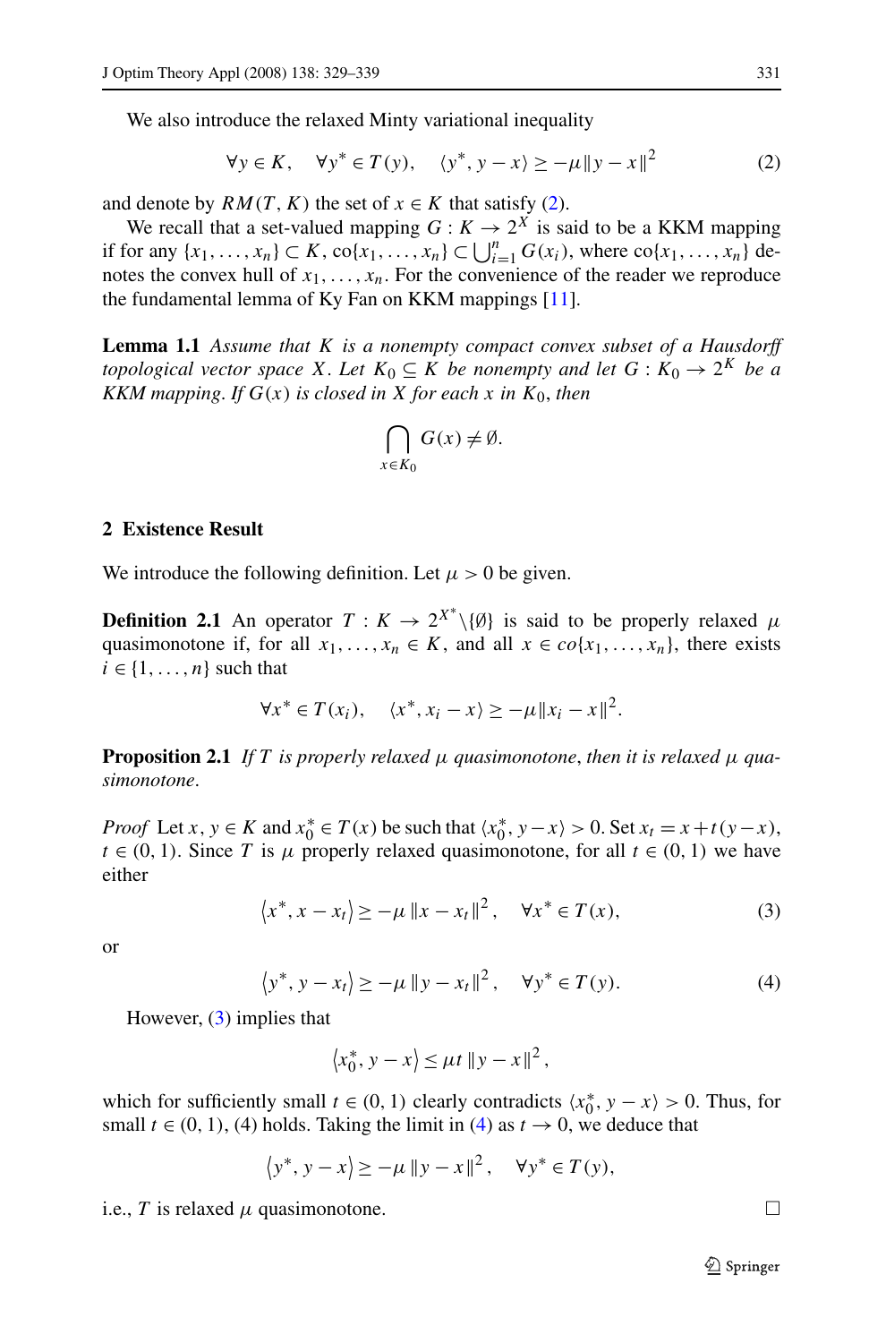We also introduce the relaxed Minty variational inequality

$$\forall y \in K, \quad \forall y^* \in T(y), \quad \langle y^*, y - x\rangle \geq -\mu \|y - x\|^2 \tag{2}$$

and denote by $RM(T, K)$ the set of $x \in K$ that satisfy (2).

We recall that a set-valued mapping $G : K \to 2^X$ is said to be a KKM mapping if for any $\{x_1, \ldots, x_n\} \subset K$, $\mathrm{co}\{x_1, \ldots, x_n\} \subset \bigcup_{i=1}^n G(x_i)$, where $\mathrm{co}\{x_1, \ldots, x_n\}$ denotes the convex hull of $x_1, \ldots, x_n$. For the convenience of the reader we reproduce the fundamental lemma of Ky Fan on KKM mappings [11].

**Lemma 1.1** *Assume that $K$ is a nonempty compact convex subset of a Hausdorff topological vector space $X$. Let $K_0 \subseteq K$ be nonempty and let $G : K_0 \to 2^K$ be a KKM mapping. If $G(x)$ is closed in $X$ for each $x$ in $K_0$, then*

$$\bigcap_{x \in K_0} G(x) \neq \emptyset.$$

## 2 Existence Result

We introduce the following definition. Let $\mu > 0$ be given.

**Definition 2.1** An operator $T : K \to 2^{X^*} \backslash \{\emptyset\}$ is said to be properly relaxed $\mu$ quasimonotone if, for all $x_1, \ldots, x_n \in K$, and all $x \in co\{x_1, \ldots, x_n\}$, there exists $i \in \{1, \ldots, n\}$ such that

$$\forall x^* \in T(x_i), \quad \langle x^*, x_i - x\rangle \geq -\mu \|x_i - x\|^2.$$

**Proposition 2.1** *If $T$ is properly relaxed $\mu$ quasimonotone, then it is relaxed $\mu$ quasimonotone.*

*Proof* Let $x, y \in K$ and $x_0^* \in T(x)$ be such that $\langle x_0^*, y - x\rangle > 0$. Set $x_t = x + t(y - x)$, $t \in (0, 1)$. Since $T$ is $\mu$ properly relaxed quasimonotone, for all $t \in (0, 1)$ we have either

$$\left\langle x^*, x - x_t \right\rangle \geq -\mu \left\| x - x_t \right\|^2, \quad \forall x^* \in T(x), \tag{3}$$

or

$$\left\langle y^*, y - x_t \right\rangle \geq -\mu \left\| y - x_t \right\|^2, \quad \forall y^* \in T(y). \tag{4}$$

However, (3) implies that

$$\left\langle x_0^*, y - x \right\rangle \leq \mu t \left\| y - x \right\|^2,$$

which for sufficiently small $t \in (0, 1)$ clearly contradicts $\langle x_0^*, y - x\rangle > 0$. Thus, for small $t \in (0, 1)$, (4) holds. Taking the limit in (4) as $t \to 0$, we deduce that

$$\left\langle y^*, y - x \right\rangle \geq -\mu \left\| y - x \right\|^2, \quad \forall y^* \in T(y),$$

i.e., $T$ is relaxed $\mu$ quasimonotone. □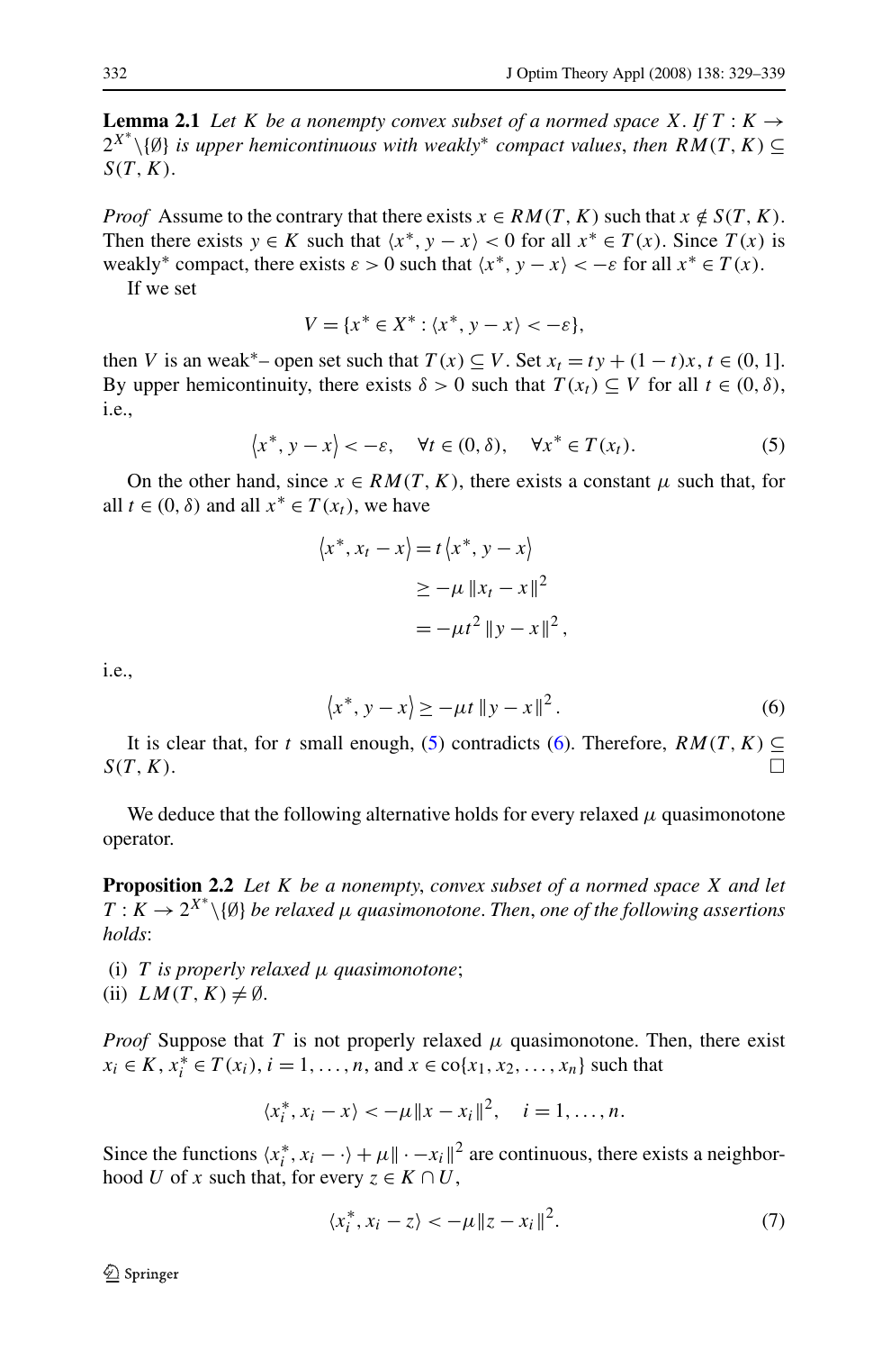**Lemma 2.1** *Let $K$ be a nonempty convex subset of a normed space $X$. If $T : K \to 2^{X^*}\backslash\{\emptyset\}$ is upper hemicontinuous with weakly$^*$ compact values, then $RM(T,K) \subseteq S(T,K)$.*

*Proof* Assume to the contrary that there exists $x \in RM(T,K)$ such that $x \notin S(T,K)$. Then there exists $y \in K$ such that $\langle x^*, y-x\rangle < 0$ for all $x^* \in T(x)$. Since $T(x)$ is weakly$^*$ compact, there exists $\varepsilon > 0$ such that $\langle x^*, y-x\rangle < -\varepsilon$ for all $x^* \in T(x)$.

If we set

$$V = \{x^* \in X^* : \langle x^*, y-x\rangle < -\varepsilon\},$$

then $V$ is an weak$^*$– open set such that $T(x) \subseteq V$. Set $x_t = ty + (1-t)x$, $t \in (0,1]$. By upper hemicontinuity, there exists $\delta > 0$ such that $T(x_t) \subseteq V$ for all $t \in (0,\delta)$, i.e.,

$$\left\langle x^*, y-x\right\rangle < -\varepsilon, \quad \forall t \in (0,\delta), \quad \forall x^* \in T(x_t). \tag{5}$$

On the other hand, since $x \in RM(T,K)$, there exists a constant $\mu$ such that, for all $t \in (0,\delta)$ and all $x^* \in T(x_t)$, we have

$$\begin{aligned}\left\langle x^*, x_t - x\right\rangle &= t\left\langle x^*, y-x\right\rangle \\ &\geq -\mu \left\|x_t - x\right\|^2 \\ &= -\mu t^2 \left\|y-x\right\|^2,\end{aligned}$$

i.e.,

$$\left\langle x^*, y-x\right\rangle \geq -\mu t \left\|y-x\right\|^2. \tag{6}$$

It is clear that, for $t$ small enough, (5) contradicts (6). Therefore, $RM(T,K) \subseteq S(T,K)$. $\square$

We deduce that the following alternative holds for every relaxed $\mu$ quasimonotone operator.

**Proposition 2.2** *Let $K$ be a nonempty, convex subset of a normed space $X$ and let $T : K \to 2^{X^*}\backslash\{\emptyset\}$ be relaxed $\mu$ quasimonotone. Then, one of the following assertions holds*:

(i) *$T$ is properly relaxed $\mu$ quasimonotone*;
(ii) *$LM(T,K) \neq \emptyset$.*

*Proof* Suppose that $T$ is not properly relaxed $\mu$ quasimonotone. Then, there exist $x_i \in K$, $x_i^* \in T(x_i)$, $i = 1,\ldots,n$, and $x \in \text{co}\{x_1, x_2, \ldots, x_n\}$ such that

$$\langle x_i^*, x_i - x\rangle < -\mu\|x - x_i\|^2, \quad i = 1,\ldots,n.$$

Since the functions $\langle x_i^*, x_i - \cdot\rangle + \mu\|\cdot - x_i\|^2$ are continuous, there exists a neighborhood $U$ of $x$ such that, for every $z \in K \cap U$,

$$\langle x_i^*, x_i - z\rangle < -\mu\|z - x_i\|^2. \tag{7}$$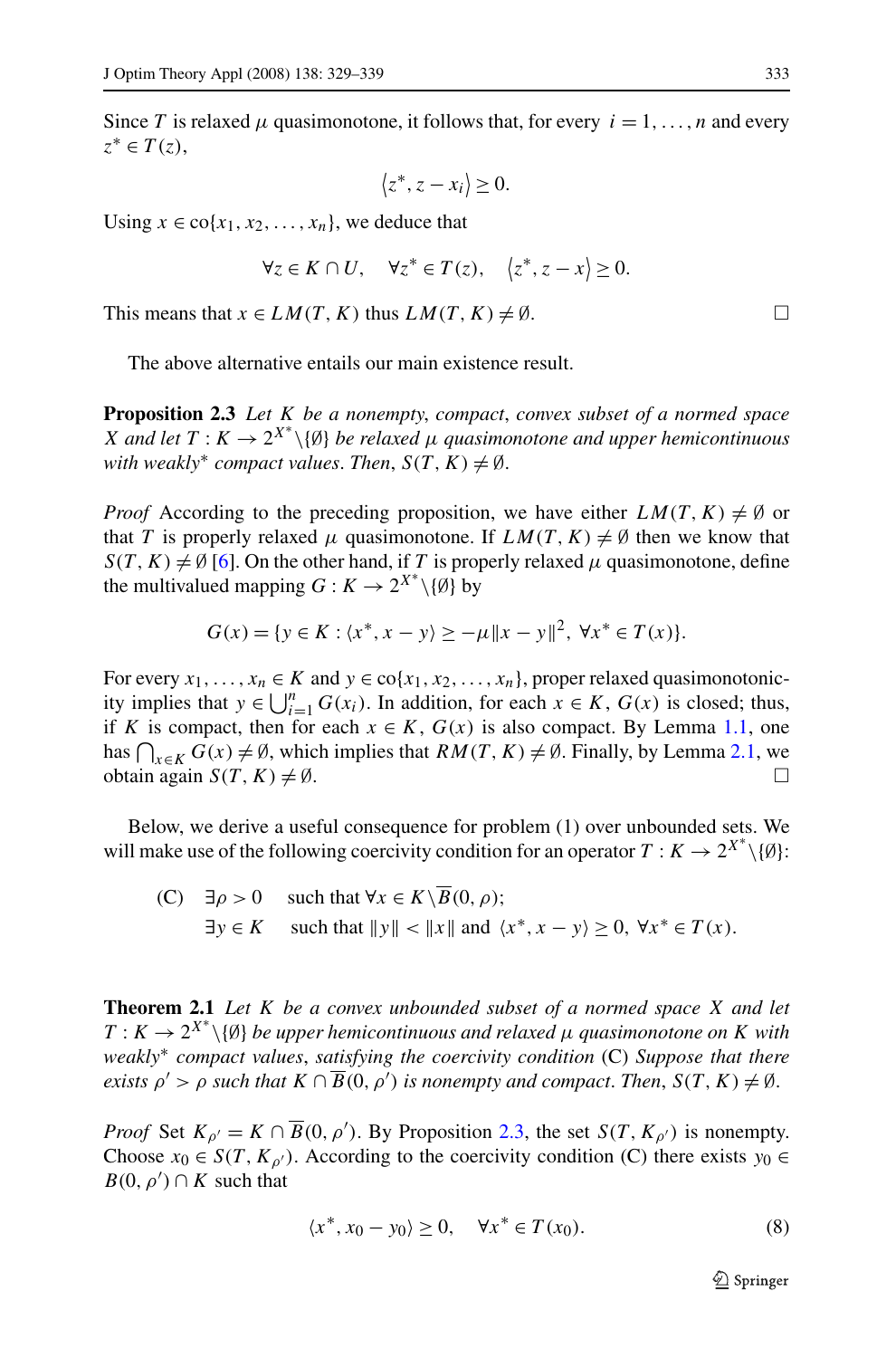Since $T$ is relaxed $\mu$ quasimonotone, it follows that, for every $i = 1, \dots, n$ and every $z^* \in T(z)$,

$$\langle z^*, z - x_i \rangle \geq 0.$$

Using $x \in \text{co}\{x_1, x_2, \dots, x_n\}$, we deduce that

$$\forall z \in K \cap U, \quad \forall z^* \in T(z), \quad \langle z^*, z - x \rangle \geq 0.$$

This means that $x \in LM(T, K)$ thus $LM(T, K) \neq \emptyset$. $\square$

The above alternative entails our main existence result.

**Proposition 2.3** *Let $K$ be a nonempty, compact, convex subset of a normed space $X$ and let $T : K \to 2^{X^*} \backslash \{\emptyset\}$ be relaxed $\mu$ quasimonotone and upper hemicontinuous with weakly\* compact values. Then, $S(T, K) \neq \emptyset$.*

*Proof* According to the preceding proposition, we have either $LM(T, K) \neq \emptyset$ or that $T$ is properly relaxed $\mu$ quasimonotone. If $LM(T, K) \neq \emptyset$ then we know that $S(T, K) \neq \emptyset$ [6]. On the other hand, if $T$ is properly relaxed $\mu$ quasimonotone, define the multivalued mapping $G : K \to 2^{X^*} \backslash \{\emptyset\}$ by

$$G(x) = \{y \in K : \langle x^*, x - y \rangle \geq -\mu \|x - y\|^2, \ \forall x^* \in T(x)\}.$$

For every $x_1, \dots, x_n \in K$ and $y \in \text{co}\{x_1, x_2, \dots, x_n\}$, proper relaxed quasimonotonicity implies that $y \in \bigcup_{i=1}^n G(x_i)$. In addition, for each $x \in K$, $G(x)$ is closed; thus, if $K$ is compact, then for each $x \in K$, $G(x)$ is also compact. By Lemma 1.1, one has $\bigcap_{x \in K} G(x) \neq \emptyset$, which implies that $RM(T, K) \neq \emptyset$. Finally, by Lemma 2.1, we obtain again $S(T, K) \neq \emptyset$. $\square$

Below, we derive a useful consequence for problem (1) over unbounded sets. We will make use of the following coercivity condition for an operator $T : K \to 2^{X^*} \backslash \{\emptyset\}$:

(C) $\exists \rho > 0$ such that $\forall x \in K \backslash \overline{B}(0, \rho)$;
$\quad\ \ \exists y \in K$ such that $\|y\| < \|x\|$ and $\langle x^*, x - y \rangle \geq 0, \ \forall x^* \in T(x)$.

**Theorem 2.1** *Let $K$ be a convex unbounded subset of a normed space $X$ and let $T : K \to 2^{X^*} \backslash \{\emptyset\}$ be upper hemicontinuous and relaxed $\mu$ quasimonotone on $K$ with weakly\* compact values, satisfying the coercivity condition* (C) *Suppose that there exists $\rho' > \rho$ such that $K \cap \overline{B}(0, \rho')$ is nonempty and compact. Then, $S(T, K) \neq \emptyset$.*

*Proof* Set $K_{\rho'} = K \cap \overline{B}(0, \rho')$. By Proposition 2.3, the set $S(T, K_{\rho'})$ is nonempty. Choose $x_0 \in S(T, K_{\rho'})$. According to the coercivity condition (C) there exists $y_0 \in B(0, \rho') \cap K$ such that

$$\langle x^*, x_0 - y_0 \rangle \geq 0, \quad \forall x^* \in T(x_0). \tag{8}$$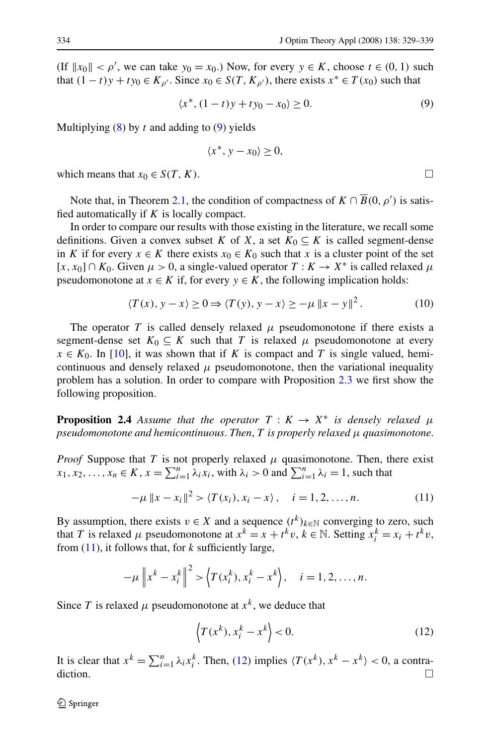(If $\|x_0\| < \rho'$, we can take $y_0 = x_0$.) Now, for every $y \in K$, choose $t \in (0, 1)$ such that $(1-t)y + ty_0 \in K_{\rho'}$. Since $x_0 \in S(T, K_{\rho'})$, there exists $x^* \in T(x_0)$ such that

$$\langle x^*, (1-t)y + ty_0 - x_0 \rangle \geq 0. \tag{9}$$

Multiplying (8) by $t$ and adding to (9) yields

$$\langle x^*, y - x_0 \rangle \geq 0,$$

which means that $x_0 \in S(T, K)$. □

Note that, in Theorem 2.1, the condition of compactness of $K \cap \overline{B}(0, \rho')$ is satisfied automatically if $K$ is locally compact.

In order to compare our results with those existing in the literature, we recall some definitions. Given a convex subset $K$ of $X$, a set $K_0 \subseteq K$ is called segment-dense in $K$ if for every $x \in K$ there exists $x_0 \in K_0$ such that $x$ is a cluster point of the set $[x, x_0] \cap K_0$. Given $\mu > 0$, a single-valued operator $T : K \to X^*$ is called relaxed $\mu$ pseudomonotone at $x \in K$ if, for every $y \in K$, the following implication holds:

$$\langle T(x), y - x \rangle \geq 0 \Rightarrow \langle T(y), y - x \rangle \geq -\mu \|x - y\|^2. \tag{10}$$

The operator $T$ is called densely relaxed $\mu$ pseudomonotone if there exists a segment-dense set $K_0 \subseteq K$ such that $T$ is relaxed $\mu$ pseudomonotone at every $x \in K_0$. In [10], it was shown that if $K$ is compact and $T$ is single valued, hemicontinuous and densely relaxed $\mu$ pseudomonotone, then the variational inequality problem has a solution. In order to compare with Proposition 2.3 we first show the following proposition.

**Proposition 2.4** *Assume that the operator $T : K \to X^*$ is densely relaxed $\mu$ pseudomonotone and hemicontinuous. Then, $T$ is properly relaxed $\mu$ quasimonotone.*

*Proof* Suppose that $T$ is not properly relaxed $\mu$ quasimonotone. Then, there exist $x_1, x_2, \ldots, x_n \in K$, $x = \sum_{i=1}^n \lambda_i x_i$, with $\lambda_i > 0$ and $\sum_{i=1}^n \lambda_i = 1$, such that

$$-\mu \|x - x_i\|^2 > \langle T(x_i), x_i - x \rangle, \quad i = 1, 2, \ldots, n. \tag{11}$$

By assumption, there exists $v \in X$ and a sequence $(t^k)_{k \in \mathbb{N}}$ converging to zero, such that $T$ is relaxed $\mu$ pseudomonotone at $x^k = x + t^k v$, $k \in \mathbb{N}$. Setting $x_i^k = x_i + t^k v$, from (11), it follows that, for $k$ sufficiently large,

$$-\mu \left\| x^k - x_i^k \right\|^2 > \left\langle T(x_i^k), x_i^k - x^k \right\rangle, \quad i = 1, 2, \ldots, n.$$

Since $T$ is relaxed $\mu$ pseudomonotone at $x^k$, we deduce that

$$\left\langle T(x^k), x_i^k - x^k \right\rangle < 0. \tag{12}$$

It is clear that $x^k = \sum_{i=1}^n \lambda_i x_i^k$. Then, (12) implies $\langle T(x^k), x^k - x^k \rangle < 0$, a contradiction. □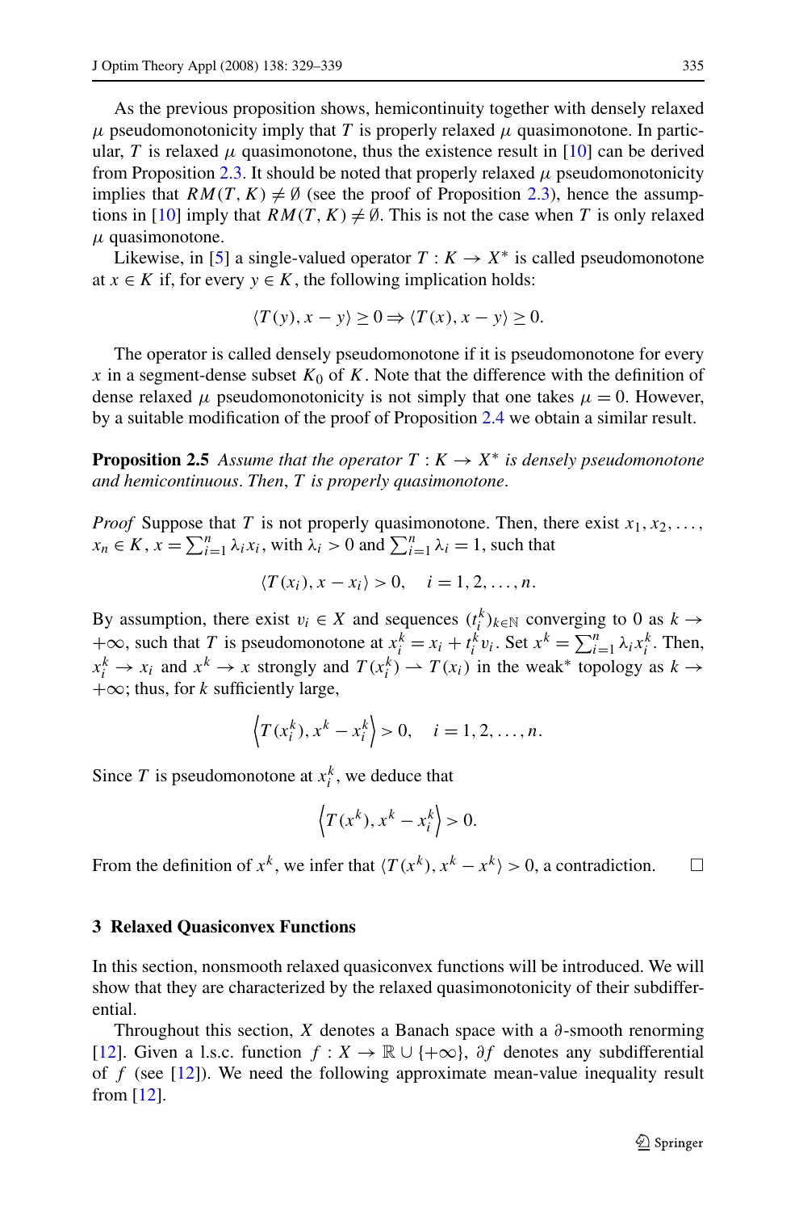As the previous proposition shows, hemicontinuity together with densely relaxed $\mu$ pseudomonotonicity imply that $T$ is properly relaxed $\mu$ quasimonotone. In particular, $T$ is relaxed $\mu$ quasimonotone, thus the existence result in [10] can be derived from Proposition 2.3. It should be noted that properly relaxed $\mu$ pseudomonotonicity implies that $RM(T,K) \neq \emptyset$ (see the proof of Proposition 2.3), hence the assumptions in [10] imply that $RM(T,K) \neq \emptyset$. This is not the case when $T$ is only relaxed $\mu$ quasimonotone.

Likewise, in [5] a single-valued operator $T : K \to X^*$ is called pseudomonotone at $x \in K$ if, for every $y \in K$, the following implication holds:

$$\langle T(y), x - y \rangle \geq 0 \Rightarrow \langle T(x), x - y \rangle \geq 0.$$

The operator is called densely pseudomonotone if it is pseudomonotone for every $x$ in a segment-dense subset $K_0$ of $K$. Note that the difference with the definition of dense relaxed $\mu$ pseudomonotonicity is not simply that one takes $\mu = 0$. However, by a suitable modification of the proof of Proposition 2.4 we obtain a similar result.

**Proposition 2.5** *Assume that the operator $T : K \to X^*$ is densely pseudomonotone and hemicontinuous. Then, $T$ is properly quasimonotone.*

*Proof* Suppose that $T$ is not properly quasimonotone. Then, there exist $x_1, x_2, \ldots, x_n \in K$, $x = \sum_{i=1}^n \lambda_i x_i$, with $\lambda_i > 0$ and $\sum_{i=1}^n \lambda_i = 1$, such that

$$\langle T(x_i), x - x_i \rangle > 0, \quad i = 1, 2, \ldots, n.$$

By assumption, there exist $v_i \in X$ and sequences $(t_i^k)_{k \in \mathbb{N}}$ converging to 0 as $k \to +\infty$, such that $T$ is pseudomonotone at $x_i^k = x_i + t_i^k v_i$. Set $x^k = \sum_{i=1}^n \lambda_i x_i^k$. Then, $x_i^k \to x_i$ and $x^k \to x$ strongly and $T(x_i^k) \rightharpoonup T(x_i)$ in the weak$^*$ topology as $k \to +\infty$; thus, for $k$ sufficiently large,

$$\left\langle T(x_i^k), x^k - x_i^k \right\rangle > 0, \quad i = 1, 2, \ldots, n.$$

Since $T$ is pseudomonotone at $x_i^k$, we deduce that

$$\left\langle T(x^k), x^k - x_i^k \right\rangle > 0.$$

From the definition of $x^k$, we infer that $\langle T(x^k), x^k - x^k \rangle > 0$, a contradiction. □

## 3 Relaxed Quasiconvex Functions

In this section, nonsmooth relaxed quasiconvex functions will be introduced. We will show that they are characterized by the relaxed quasimonotonicity of their subdifferential.

Throughout this section, $X$ denotes a Banach space with a $\partial$-smooth renorming [12]. Given a l.s.c. function $f : X \to \mathbb{R} \cup \{+\infty\}$, $\partial f$ denotes any subdifferential of $f$ (see [12]). We need the following approximate mean-value inequality result from [12].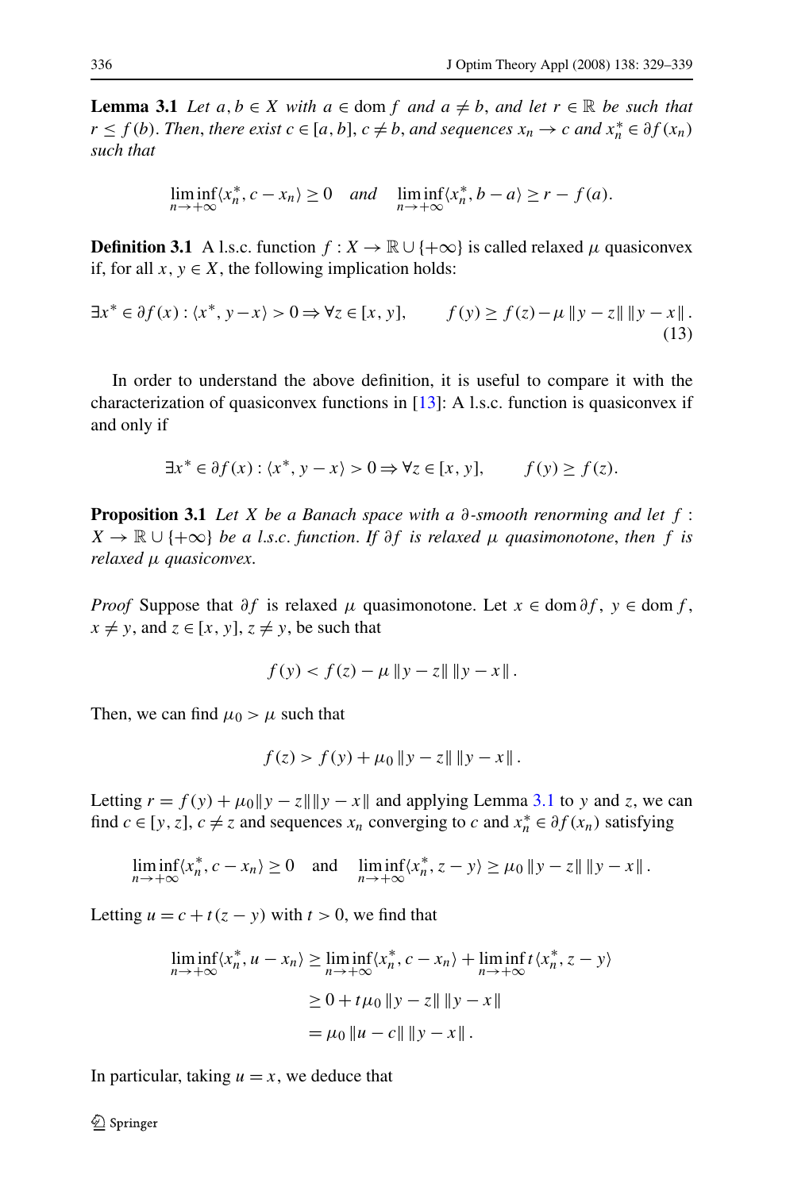**Lemma 3.1** *Let $a, b \in X$ with $a \in \operatorname{dom} f$ and $a \neq b$, and let $r \in \mathbb{R}$ be such that $r \leq f(b)$. Then, there exist $c \in [a, b]$, $c \neq b$, and sequences $x_n \to c$ and $x_n^* \in \partial f(x_n)$ such that*

$$\liminf_{n\to+\infty} \langle x_n^*, c - x_n \rangle \geq 0 \quad \textit{and} \quad \liminf_{n\to+\infty} \langle x_n^*, b - a \rangle \geq r - f(a).$$

**Definition 3.1** A l.s.c. function $f : X \to \mathbb{R} \cup \{+\infty\}$ is called relaxed $\mu$ quasiconvex if, for all $x, y \in X$, the following implication holds:

$$\exists x^* \in \partial f(x) : \langle x^*, y - x \rangle > 0 \Rightarrow \forall z \in [x, y], \qquad f(y) \geq f(z) - \mu \|y - z\| \, \|y - x\| . \tag{13}$$

In order to understand the above definition, it is useful to compare it with the characterization of quasiconvex functions in [13]: A l.s.c. function is quasiconvex if and only if

$$\exists x^* \in \partial f(x) : \langle x^*, y - x \rangle > 0 \Rightarrow \forall z \in [x, y], \qquad f(y) \geq f(z).$$

**Proposition 3.1** *Let $X$ be a Banach space with a $\partial$-smooth renorming and let $f : X \to \mathbb{R} \cup \{+\infty\}$ be a l.s.c. function. If $\partial f$ is relaxed $\mu$ quasimonotone, then $f$ is relaxed $\mu$ quasiconvex.*

*Proof* Suppose that $\partial f$ is relaxed $\mu$ quasimonotone. Let $x \in \operatorname{dom} \partial f$, $y \in \operatorname{dom} f$, $x \neq y$, and $z \in [x, y]$, $z \neq y$, be such that

$$f(y) < f(z) - \mu \|y - z\| \, \|y - x\| .$$

Then, we can find $\mu_0 > \mu$ such that

$$f(z) > f(y) + \mu_0 \|y - z\| \, \|y - x\| .$$

Letting $r = f(y) + \mu_0 \|y - z\| \|y - x\|$ and applying Lemma 3.1 to $y$ and $z$, we can find $c \in [y, z]$, $c \neq z$ and sequences $x_n$ converging to $c$ and $x_n^* \in \partial f(x_n)$ satisfying

$$\liminf_{n\to+\infty} \langle x_n^*, c - x_n \rangle \geq 0 \quad \text{and} \quad \liminf_{n\to+\infty} \langle x_n^*, z - y \rangle \geq \mu_0 \|y - z\| \, \|y - x\| .$$

Letting $u = c + t(z - y)$ with $t > 0$, we find that

$$\begin{aligned}
\liminf_{n\to+\infty} \langle x_n^*, u - x_n \rangle &\geq \liminf_{n\to+\infty} \langle x_n^*, c - x_n \rangle + \liminf_{n\to+\infty} t \langle x_n^*, z - y \rangle \\
&\geq 0 + t\mu_0 \|y - z\| \, \|y - x\| \\
&= \mu_0 \|u - c\| \, \|y - x\| .
\end{aligned}$$

In particular, taking $u = x$, we deduce that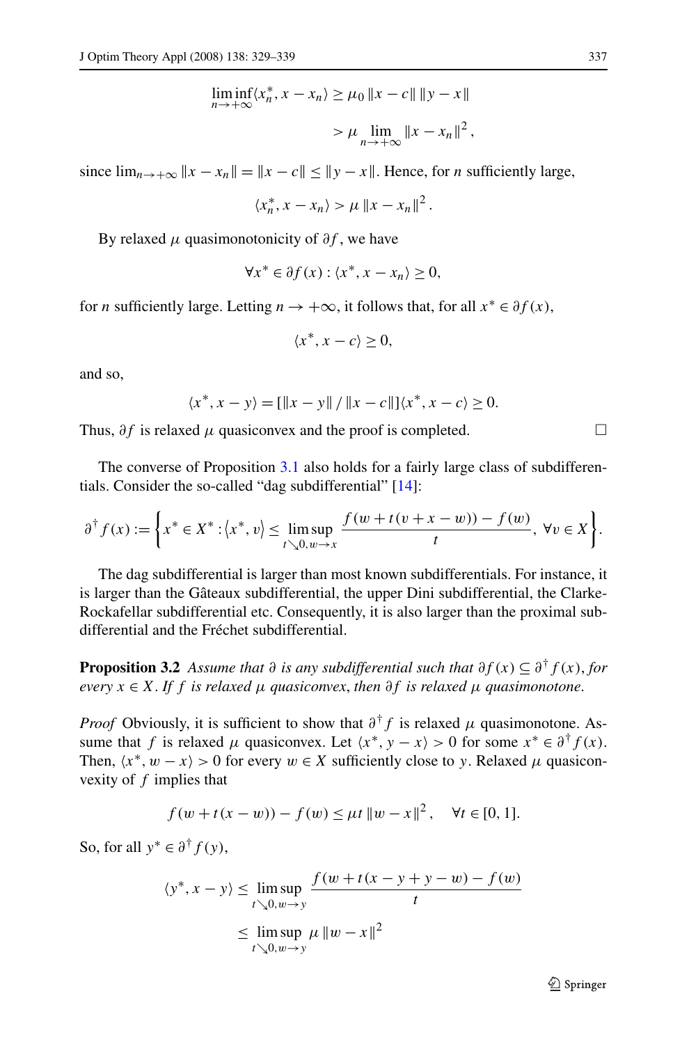$$\liminf_{n\to+\infty}\langle x_n^*, x - x_n\rangle \geq \mu_0 \|x - c\| \|y - x\|$$

$$> \mu \lim_{n\to+\infty} \|x - x_n\|^2,$$

since $\lim_{n\to+\infty}\|x - x_n\| = \|x - c\| \leq \|y - x\|$. Hence, for $n$ sufficiently large,

$$\langle x_n^*, x - x_n\rangle > \mu \|x - x_n\|^2.$$

By relaxed $\mu$ quasimonotonicity of $\partial f$, we have

$$\forall x^* \in \partial f(x) : \langle x^*, x - x_n\rangle \geq 0,$$

for $n$ sufficiently large. Letting $n \to +\infty$, it follows that, for all $x^* \in \partial f(x)$,

$$\langle x^*, x - c\rangle \geq 0,$$

and so,

$$\langle x^*, x - y\rangle = [\|x - y\| / \|x - c\|]\langle x^*, x - c\rangle \geq 0.$$

Thus, $\partial f$ is relaxed $\mu$ quasiconvex and the proof is completed. □

The converse of Proposition 3.1 also holds for a fairly large class of subdifferentials. Consider the so-called "dag subdifferential" [14]:

$$\partial^\dagger f(x) := \left\{x^* \in X^* : \langle x^*, v\rangle \leq \limsup_{t\searrow 0, w\to x} \frac{f(w + t(v + x - w)) - f(w)}{t},\ \forall v \in X\right\}.$$

The dag subdifferential is larger than most known subdifferentials. For instance, it is larger than the Gâteaux subdifferential, the upper Dini subdifferential, the Clarke-Rockafellar subdifferential etc. Consequently, it is also larger than the proximal subdifferential and the Fréchet subdifferential.

**Proposition 3.2** *Assume that $\partial$ is any subdifferential such that $\partial f(x) \subseteq \partial^\dagger f(x)$, for every $x \in X$. If $f$ is relaxed $\mu$ quasiconvex, then $\partial f$ is relaxed $\mu$ quasimonotone.*

*Proof* Obviously, it is sufficient to show that $\partial^\dagger f$ is relaxed $\mu$ quasimonotone. Assume that $f$ is relaxed $\mu$ quasiconvex. Let $\langle x^*, y - x\rangle > 0$ for some $x^* \in \partial^\dagger f(x)$. Then, $\langle x^*, w - x\rangle > 0$ for every $w \in X$ sufficiently close to $y$. Relaxed $\mu$ quasiconvexity of $f$ implies that

$$f(w + t(x - w)) - f(w) \leq \mu t \|w - x\|^2, \quad \forall t \in [0, 1].$$

So, for all $y^* \in \partial^\dagger f(y)$,

$$\langle y^*, x - y\rangle \leq \limsup_{t\searrow 0, w\to y} \frac{f(w + t(x - y + y - w) - f(w)}{t}$$

$$\leq \limsup_{t\searrow 0, w\to y} \mu \|w - x\|^2$$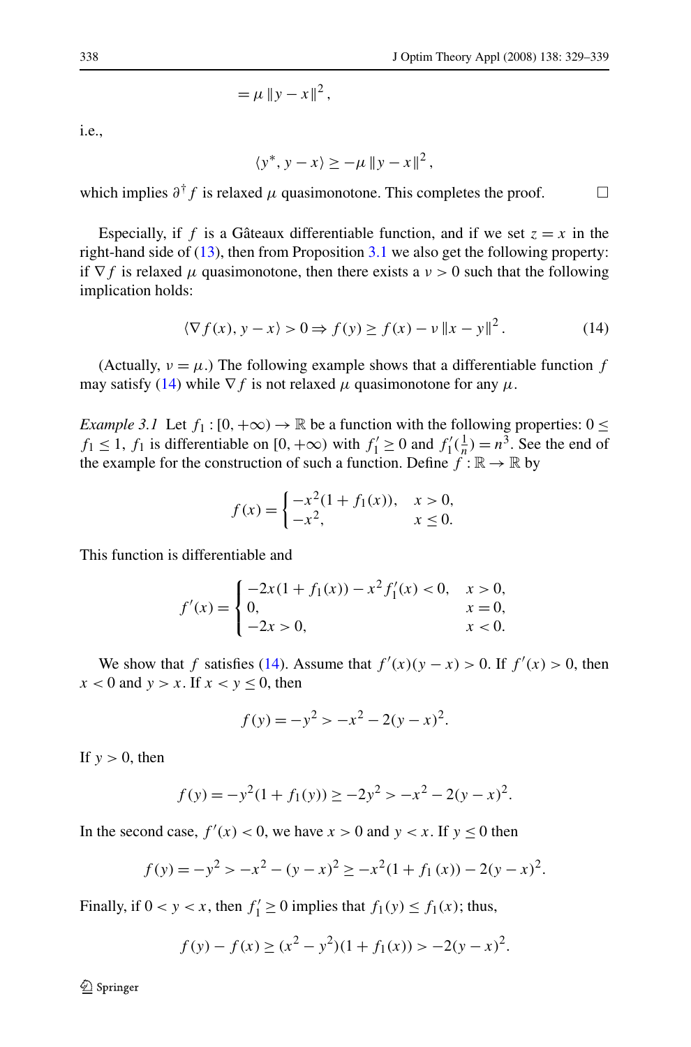$$= \mu \|y - x\|^2,$$

i.e.,

$$\langle y^*, y - x\rangle \geq -\mu \|y - x\|^2,$$

which implies $\partial^\dagger f$ is relaxed $\mu$ quasimonotone. This completes the proof. $\square$

Especially, if $f$ is a Gâteaux differentiable function, and if we set $z = x$ in the right-hand side of (13), then from Proposition 3.1 we also get the following property: if $\nabla f$ is relaxed $\mu$ quasimonotone, then there exists a $\nu > 0$ such that the following implication holds:

$$\langle \nabla f(x), y - x\rangle > 0 \Rightarrow f(y) \geq f(x) - \nu \|x - y\|^2. \tag{14}$$

(Actually, $\nu = \mu$.) The following example shows that a differentiable function $f$ may satisfy (14) while $\nabla f$ is not relaxed $\mu$ quasimonotone for any $\mu$.

*Example 3.1* Let $f_1 : [0, +\infty) \to \mathbb{R}$ be a function with the following properties: $0 \leq f_1 \leq 1$, $f_1$ is differentiable on $[0, +\infty)$ with $f_1' \geq 0$ and $f_1'(\frac{1}{n}) = n^3$. See the end of the example for the construction of such a function. Define $f : \mathbb{R} \to \mathbb{R}$ by

$$f(x) = \begin{cases} -x^2(1 + f_1(x)), & x > 0, \\ -x^2, & x \leq 0. \end{cases}$$

This function is differentiable and

$$f'(x) = \begin{cases} -2x(1 + f_1(x)) - x^2 f_1'(x) < 0, & x > 0, \\ 0, & x = 0, \\ -2x > 0, & x < 0. \end{cases}$$

We show that $f$ satisfies (14). Assume that $f'(x)(y - x) > 0$. If $f'(x) > 0$, then $x < 0$ and $y > x$. If $x < y \leq 0$, then

$$f(y) = -y^2 > -x^2 - 2(y - x)^2.$$

If $y > 0$, then

$$f(y) = -y^2(1 + f_1(y)) \geq -2y^2 > -x^2 - 2(y - x)^2.$$

In the second case, $f'(x) < 0$, we have $x > 0$ and $y < x$. If $y \leq 0$ then

$$f(y) = -y^2 > -x^2 - (y - x)^2 \geq -x^2(1 + f_1(x)) - 2(y - x)^2.$$

Finally, if $0 < y < x$, then $f_1' \geq 0$ implies that $f_1(y) \leq f_1(x)$; thus,

$$f(y) - f(x) \geq (x^2 - y^2)(1 + f_1(x)) > -2(y - x)^2.$$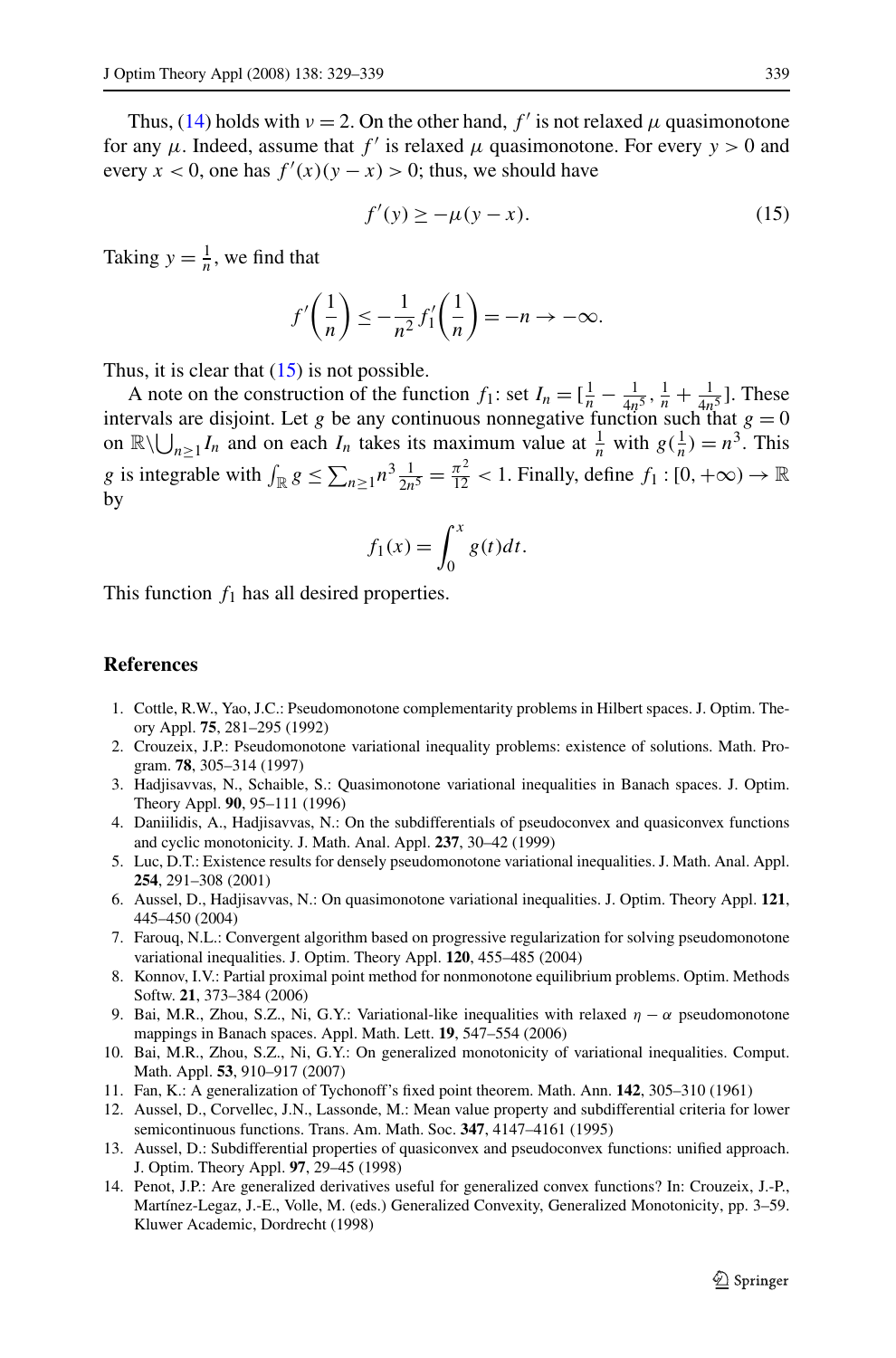Thus, (14) holds with $\nu = 2$. On the other hand, $f'$ is not relaxed $\mu$ quasimonotone for any $\mu$. Indeed, assume that $f'$ is relaxed $\mu$ quasimonotone. For every $y > 0$ and every $x < 0$, one has $f'(x)(y - x) > 0$; thus, we should have

$$f'(y) \geq -\mu(y - x). \tag{15}$$

Taking $y = \frac{1}{n}$, we find that

$$f'\left(\frac{1}{n}\right) \leq -\frac{1}{n^2} f_1'\left(\frac{1}{n}\right) = -n \to -\infty.$$

Thus, it is clear that (15) is not possible.

A note on the construction of the function $f_1$: set $I_n = [\frac{1}{n} - \frac{1}{4n^5}, \frac{1}{n} + \frac{1}{4n^5}]$. These intervals are disjoint. Let $g$ be any continuous nonnegative function such that $g = 0$ on $\mathbb{R} \backslash \bigcup_{n \geq 1} I_n$ and on each $I_n$ takes its maximum value at $\frac{1}{n}$ with $g(\frac{1}{n}) = n^3$. This $g$ is integrable with $\int_{\mathbb{R}} g \leq \sum_{n \geq 1} n^3 \frac{1}{2n^5} = \frac{\pi^2}{12} < 1$. Finally, define $f_1 : [0, +\infty) \to \mathbb{R}$ by

$$f_1(x) = \int_0^x g(t)dt.$$

This function $f_1$ has all desired properties.

## References

1. Cottle, R.W., Yao, J.C.: Pseudomonotone complementarity problems in Hilbert spaces. J. Optim. Theory Appl. **75**, 281–295 (1992)
2. Crouzeix, J.P.: Pseudomonotone variational inequality problems: existence of solutions. Math. Program. **78**, 305–314 (1997)
3. Hadjisavvas, N., Schaible, S.: Quasimonotone variational inequalities in Banach spaces. J. Optim. Theory Appl. **90**, 95–111 (1996)
4. Daniilidis, A., Hadjisavvas, N.: On the subdifferentials of pseudoconvex and quasiconvex functions and cyclic monotonicity. J. Math. Anal. Appl. **237**, 30–42 (1999)
5. Luc, D.T.: Existence results for densely pseudomonotone variational inequalities. J. Math. Anal. Appl. **254**, 291–308 (2001)
6. Aussel, D., Hadjisavvas, N.: On quasimonotone variational inequalities. J. Optim. Theory Appl. **121**, 445–450 (2004)
7. Farouq, N.L.: Convergent algorithm based on progressive regularization for solving pseudomonotone variational inequalities. J. Optim. Theory Appl. **120**, 455–485 (2004)
8. Konnov, I.V.: Partial proximal point method for nonmonotone equilibrium problems. Optim. Methods Softw. **21**, 373–384 (2006)
9. Bai, M.R., Zhou, S.Z., Ni, G.Y.: Variational-like inequalities with relaxed $\eta - \alpha$ pseudomonotone mappings in Banach spaces. Appl. Math. Lett. **19**, 547–554 (2006)
10. Bai, M.R., Zhou, S.Z., Ni, G.Y.: On generalized monotonicity of variational inequalities. Comput. Math. Appl. **53**, 910–917 (2007)
11. Fan, K.: A generalization of Tychonoff's fixed point theorem. Math. Ann. **142**, 305–310 (1961)
12. Aussel, D., Corvellec, J.N., Lassonde, M.: Mean value property and subdifferential criteria for lower semicontinuous functions. Trans. Am. Math. Soc. **347**, 4147–4161 (1995)
13. Aussel, D.: Subdifferential properties of quasiconvex and pseudoconvex functions: unified approach. J. Optim. Theory Appl. **97**, 29–45 (1998)
14. Penot, J.P.: Are generalized derivatives useful for generalized convex functions? In: Crouzeix, J.-P., Martínez-Legaz, J.-E., Volle, M. (eds.) Generalized Convexity, Generalized Monotonicity, pp. 3–59. Kluwer Academic, Dordrecht (1998)